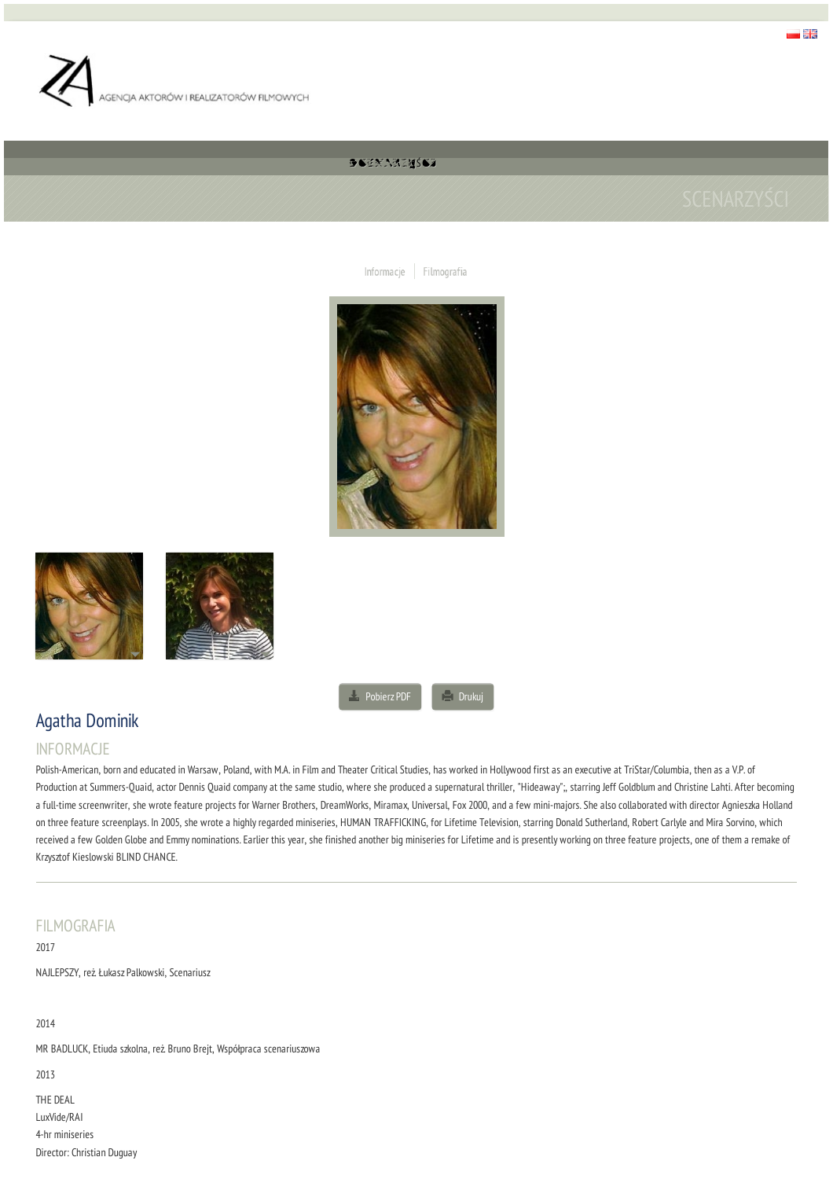AGENCJA AKTORÓW I REALIZATORÓW FILMOWYCH

SCENARZYŚCI

Informacje | Filmografia

Pobierz PDF | Drukuj

# Agatha Dominik

## INFORMACJE

Polish-American, born and educated in Warsaw, Poland, with M.A. in Film and Theater Critical Studies, has worked in Hollywood first as an executive at TriStar/Columbia, then as a V.P. of Production at Summers-Quaid, actor Dennis Quaid company at the same studio, where she produced a supernatural thriller, "Hideaway";, starring Jeff Goldblum and Christine Lahti. After becoming a full-time screenwriter, she wrote feature projects for Warner Brothers, DreamWorks, Miramax, Universal, Fox 2000, and a few mini-majors. She also collaborated with director Agnieszka Holland on three feature screenplays. In 2005, she wrote a highly regarded miniseries, HUMAN TRAFFICKING, for Lifetime Television, starring Donald Sutherland, Robert Carlyle and Mira Sorvino, which received a few Golden Globe and Emmy nominations. Earlier this year, she finished another big miniseries for Lifetime and is presently working on three feature projects, one of them a remake of Krzysztof Kieslowski BLIND CHANCE.

## FILMOGRAFIA

2017

NAJLEPSZY, reż. Łukasz Palkowski, Scenariusz

2014

MR BADLUCK, Etiuda szkolna, reż. Bruno Brejt, Współpraca scenariuszowa

2013

THE DEAL
LuxVide/RAI
4-hr miniseries
Director: Christian Duguay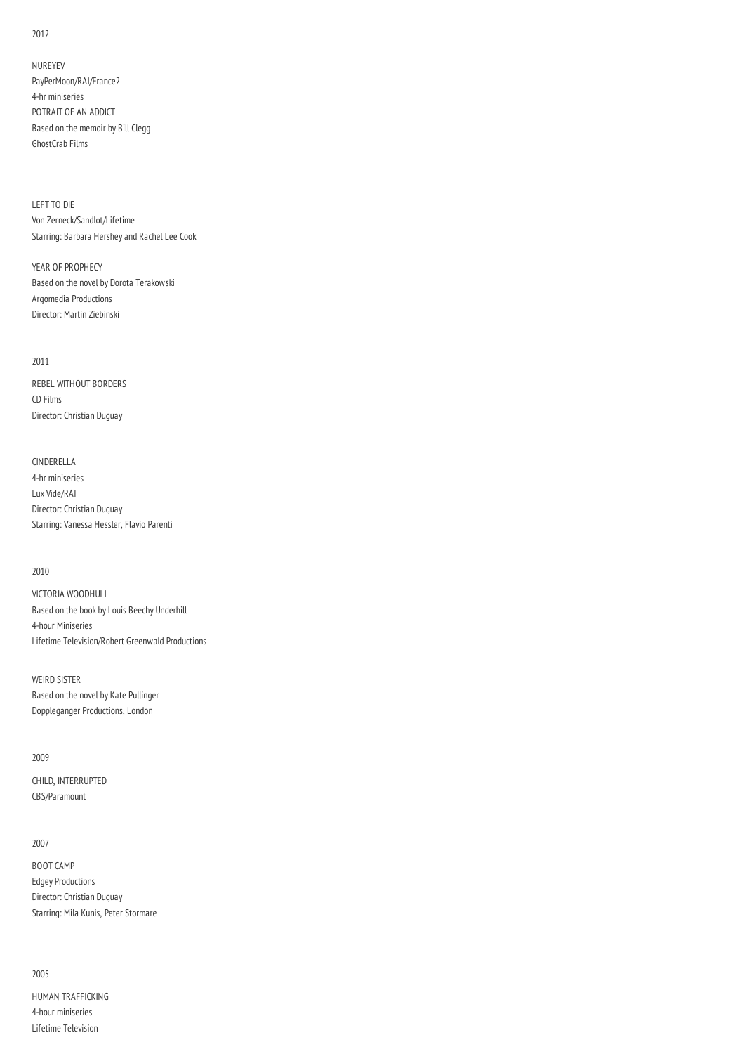2012

NUREYEV
PayPerMoon/RAI/France2
4-hr miniseries
POTRAIT OF AN ADDICT
Based on the memoir by Bill Clegg
GhostCrab Films

LEFT TO DIE
Von Zerneck/Sandlot/Lifetime
Starring: Barbara Hershey and Rachel Lee Cook

YEAR OF PROPHECY
Based on the novel by Dorota Terakowski
Argomedia Productions
Director: Martin Ziebinski

2011

REBEL WITHOUT BORDERS
CD Films
Director: Christian Duguay

CINDERELLA
4-hr miniseries
Lux Vide/RAI
Director: Christian Duguay
Starring: Vanessa Hessler, Flavio Parenti

2010

VICTORIA WOODHULL
Based on the book by Louis Beechy Underhill
4-hour Miniseries
Lifetime Television/Robert Greenwald Productions

WEIRD SISTER
Based on the novel by Kate Pullinger
Doppleganger Productions, London

2009

CHILD, INTERRUPTED
CBS/Paramount

2007

BOOT CAMP
Edgey Productions
Director: Christian Duguay
Starring: Mila Kunis, Peter Stormare

2005

HUMAN TRAFFICKING
4-hour miniseries
Lifetime Television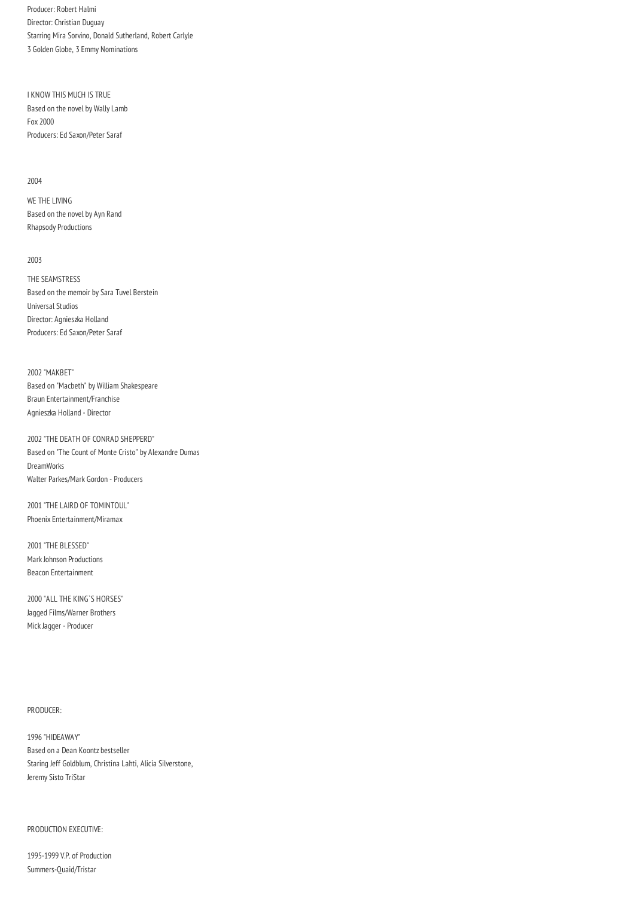Producer: Robert Halmi
Director: Christian Duguay
Starring Mira Sorvino, Donald Sutherland, Robert Carlyle
3 Golden Globe, 3 Emmy Nominations

I KNOW THIS MUCH IS TRUE
Based on the novel by Wally Lamb
Fox 2000
Producers: Ed Saxon/Peter Saraf

2004

WE THE LIVING
Based on the novel by Ayn Rand
Rhapsody Productions

2003

THE SEAMSTRESS
Based on the memoir by Sara Tuvel Berstein
Universal Studios
Director: Agnieszka Holland
Producers: Ed Saxon/Peter Saraf

2002 "MAKBET"
Based on "Macbeth" by William Shakespeare
Braun Entertainment/Franchise
Agnieszka Holland - Director

2002 "THE DEATH OF CONRAD SHEPPERD"
Based on "The Count of Monte Cristo" by Alexandre Dumas
DreamWorks
Walter Parkes/Mark Gordon - Producers

2001 "THE LAIRD OF TOMINTOUL"
Phoenix Entertainment/Miramax

2001 "THE BLESSED"
Mark Johnson Productions
Beacon Entertainment

2000 "ALL THE KING`S HORSES"
Jagged Films/Warner Brothers
Mick Jagger - Producer

PRODUCER:

1996 "HIDEAWAY"
Based on a Dean Koontz bestseller
Staring Jeff Goldblum, Christina Lahti, Alicia Silverstone,
Jeremy Sisto TriStar

PRODUCTION EXECUTIVE:

1995-1999 V.P. of Production
Summers-Quaid/Tristar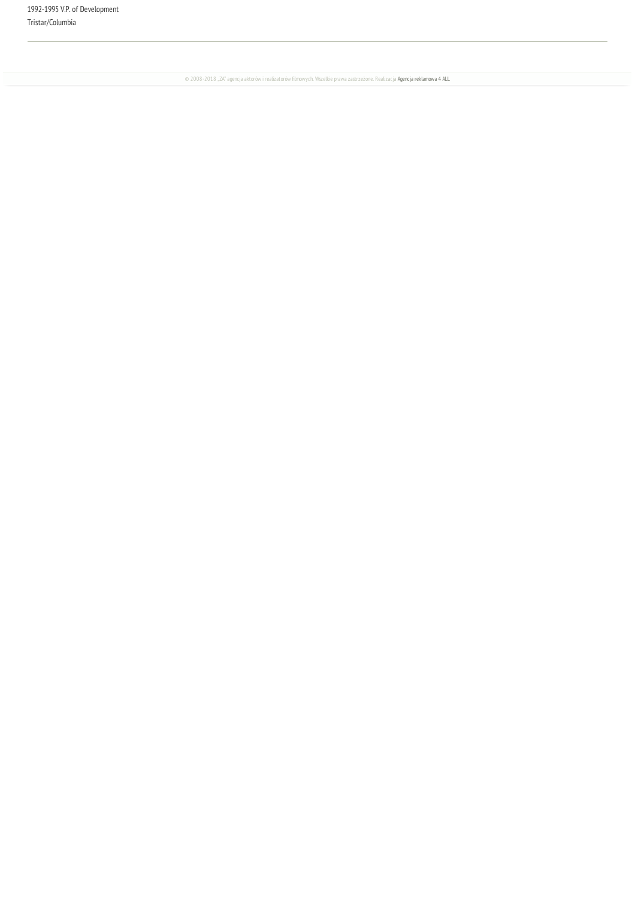1992-1995 V.P. of Development

Tristar/Columbia

---

© 2008-2018 „ZA" agencja aktorów i realizatorów filmowych. Wszelkie prawa zastrzeżone. Realizacja Agencja reklamowa 4 ALL